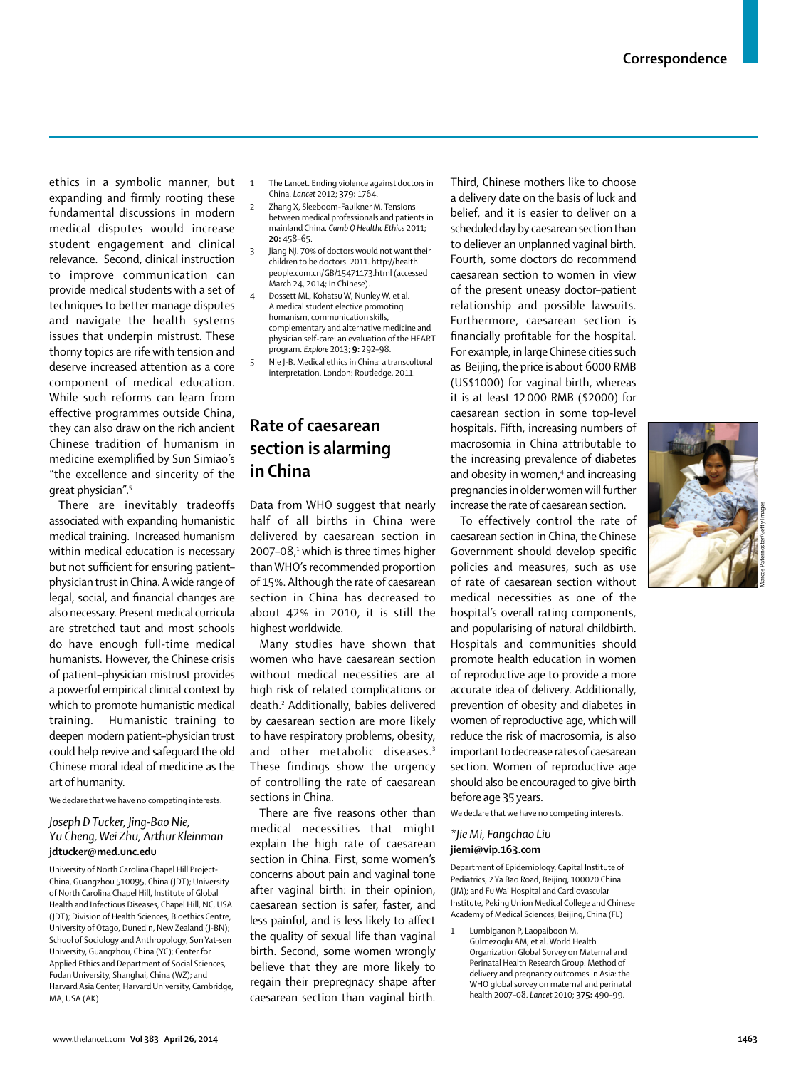ethics in a symbolic manner, but expanding and firmly rooting these fundamental discussions in modern medical disputes would increase student engagement and clinical relevance. Second, clinical instruction to improve communication can provide medical students with a set of techniques to better manage disputes and navigate the health systems issues that underpin mistrust. These thorny topics are rife with tension and deserve increased attention as a core component of medical education. While such reforms can learn from effective programmes outside China, they can also draw on the rich ancient Chinese tradition of humanism in medicine exemplified by Sun Simiao's "the excellence and sincerity of the great physician".[5]

There are inevitably tradeoffs associated with expanding humanistic medical training. Increased humanism within medical education is necessary but not sufficient for ensuring patient–physician trust in China. A wide range of legal, social, and financial changes are also necessary. Present medical curricula are stretched taut and most schools do have enough full-time medical humanists. However, the Chinese crisis of patient–physician mistrust provides a powerful empirical clinical context by which to promote humanistic medical training. Humanistic training to deepen modern patient–physician trust could help revive and safeguard the old Chinese moral ideal of medicine as the art of humanity.

We declare that we have no competing interests.

*Joseph D Tucker, Jing-Bao Nie, Yu Cheng, Wei Zhu, Arthur Kleinman*
**jdtucker@med.unc.edu**

University of North Carolina Chapel Hill Project-China, Guangzhou 510095, China (JDT); University of North Carolina Chapel Hill, Institute of Global Health and Infectious Diseases, Chapel Hill, NC, USA (JDT); Division of Health Sciences, Bioethics Centre, University of Otago, Dunedin, New Zealand (J-BN); School of Sociology and Anthropology, Sun Yat-sen University, Guangzhou, China (YC); Center for Applied Ethics and Department of Social Sciences, Fudan University, Shanghai, China (WZ); and Harvard Asia Center, Harvard University, Cambridge, MA, USA (AK)

1. The Lancet. Ending violence against doctors in China. *Lancet* 2012; **379:** 1764.
2. Zhang X, Sleeboom-Faulkner M. Tensions between medical professionals and patients in mainland China. *Camb Q Healthc Ethics* 2011; **20:** 458–65.
3. Jiang NJ. 70% of doctors would not want their children to be doctors. 2011. http://health.people.com.cn/GB/15471173.html (accessed March 24, 2014; in Chinese).
4. Dossett ML, Kohatsu W, Nunley W, et al. A medical student elective promoting humanism, communication skills, complementary and alternative medicine and physician self-care: an evaluation of the HEART program. *Explore* 2013; **9:** 292–98.
5. Nie J-B. Medical ethics in China: a transcultural interpretation. London: Routledge, 2011.

## Rate of caesarean section is alarming in China

Data from WHO suggest that nearly half of all births in China were delivered by caesarean section in 2007–08,[1] which is three times higher than WHO's recommended proportion of 15%. Although the rate of caesarean section in China has decreased to about 42% in 2010, it is still the highest worldwide.

Many studies have shown that women who have caesarean section without medical necessities are at high risk of related complications or death.[2] Additionally, babies delivered by caesarean section are more likely to have respiratory problems, obesity, and other metabolic diseases.[3] These findings show the urgency of controlling the rate of caesarean sections in China.

There are five reasons other than medical necessities that might explain the high rate of caesarean section in China. First, some women's concerns about pain and vaginal tone after vaginal birth: in their opinion, caesarean section is safer, faster, and less painful, and is less likely to affect the quality of sexual life than vaginal birth. Second, some women wrongly believe that they are more likely to regain their prepregnacy shape after caesarean section than vaginal birth. Third, Chinese mothers like to choose a delivery date on the basis of luck and belief, and it is easier to deliver on a scheduled day by caesarean section than to deliver an unplanned vaginal birth. Fourth, some doctors do recommend caesarean section to women in view of the present uneasy doctor–patient relationship and possible lawsuits. Furthermore, caesarean section is financially profitable for the hospital. For example, in large Chinese cities such as Beijing, the price is about 6000 RMB (US$1000) for vaginal birth, whereas it is at least 12 000 RMB ($2000) for caesarean section in some top-level hospitals. Fifth, increasing numbers of macrosomia in China attributable to the increasing prevalence of diabetes and obesity in women,[4] and increasing pregnancies in older women will further increase the rate of caesarean section.

To effectively control the rate of caesarean section in China, the Chinese Government should develop specific policies and measures, such as use of rate of caesarean section without medical necessities as one of the hospital's overall rating components, and popularising of natural childbirth. Hospitals and communities should promote health education in women of reproductive age to provide a more accurate idea of delivery. Additionally, prevention of obesity and diabetes in women of reproductive age, which will reduce the risk of macrosomia, is also important to decrease rates of caesarean section. Women of reproductive age should also be encouraged to give birth before age 35 years.

We declare that we have no competing interests.

*\*Jie Mi, Fangchao Liu*
**jiemi@vip.163.com**

Department of Epidemiology, Capital Institute of Pediatrics, 2 Ya Bao Road, Beijing, 100020 China (JM); and Fu Wai Hospital and Cardiovascular Institute, Peking Union Medical College and Chinese Academy of Medical Sciences, Beijing, China (FL)

1. Lumbiganon P, Laopaiboon M, Gülmezoglu AM, et al. World Health Organization Global Survey on Maternal and Perinatal Health Research Group. Method of delivery and pregnancy outcomes in Asia: the WHO global survey on maternal and perinatal health 2007–08. *Lancet* 2010; **375:** 490–99.

Marcos Paternoster/Getty Images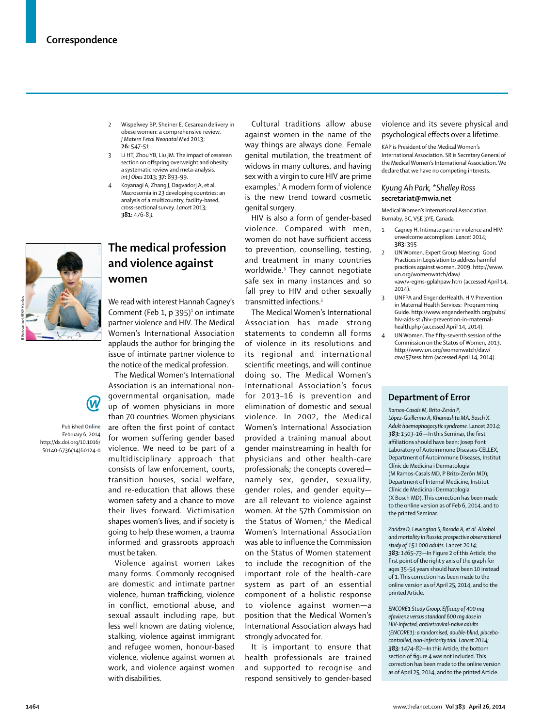2 Wispelwey BP, Sheiner E. Cesarean delivery in obese women: a comprehensive review. *J Matern Fetal Neonatal Med* 2013; **26:** 547–51.

3 Li HT, Zhou YB, Liu JM. The impact of cesarean section on offspring overweight and obesity: a systematic review and meta-analysis. *Int J Obes* 2013; **37:** 893–99.

4 Koyanagi A, Zhang J, Dagvadorj A, et al. Macrosomia in 23 developing countries: an analysis of a multicountry, facility-based, cross-sectional survey. *Lancet* 2013; **381:** 476–83.

## The medical profession and violence against women

B Boissonnet/BSIP/Corbis

Published Online February 6, 2014 http://dx.doi.org/10.1016/S0140-6736(14)60124-0

We read with interest Hannah Cagney's Comment (Feb 1, p 395)[1] on intimate partner violence and HIV. The Medical Women's International Association applauds the author for bringing the issue of intimate partner violence to the notice of the medical profession.

The Medical Women's International Association is an international non-governmental organisation, made up of women physicians in more than 70 countries. Women physicians are often the first point of contact for women suffering gender based violence. We need to be part of a multidisciplinary approach that consists of law enforcement, courts, transition houses, social welfare, and re-education that allows these women safety and a chance to move their lives forward. Victimisation shapes women's lives, and if society is going to help these women, a trauma informed and grassroots approach must be taken.

Violence against women takes many forms. Commonly recognised are domestic and intimate partner violence, human trafficking, violence in conflict, emotional abuse, and sexual assault including rape, but less well known are dating violence, stalking, violence against immigrant and refugee women, honour-based violence, violence against women at work, and violence against women with disabilities.

Cultural traditions allow abuse against women in the name of the way things are always done. Female genital mutilation, the treatment of widows in many cultures, and having sex with a virgin to cure HIV are prime examples.[2] A modern form of violence is the new trend toward cosmetic genital surgery.

HIV is also a form of gender-based violence. Compared with men, women do not have sufficient access to prevention, counselling, testing, and treatment in many countries worldwide.[3] They cannot negotiate safe sex in many instances and so fall prey to HIV and other sexually transmitted infections.[3]

The Medical Women's International Association has made strong statements to condemn all forms of violence in its resolutions and its regional and international scientific meetings, and will continue doing so. The Medical Women's International Association's focus for 2013–16 is prevention and elimination of domestic and sexual violence. In 2002, the Medical Women's International Association provided a training manual about gender mainstreaming in health for physicians and other health-care professionals; the concepts covered—namely sex, gender, sexuality, gender roles, and gender equity—are all relevant to violence against women. At the 57th Commission on the Status of Women,[4] the Medical Women's International Association was able to influence the Commission on the Status of Women statement to include the recognition of the important role of the health-care system as part of an essential component of a holistic response to violence against women—a position that the Medical Women's International Association always had strongly advocated for.

It is important to ensure that health professionals are trained and supported to recognise and respond sensitively to gender-based violence and its severe physical and psychological effects over a lifetime.

KAP is President of the Medical Women's International Association. SR is Secretary General of the Medical Women's International Association. We declare that we have no competing interests.

*Kyung Ah Park, \*Shelley Ross*
**secretariat@mwia.net**

Medical Women's International Association, Burnaby, BC, V5E 3YE, Canada

1 Cagney H. Intimate partner violence and HIV: unwelcome accomplices. *Lancet* 2014; **383:** 395.

2 UN Women. Expert Group Meeting: Good Practices in Legislation to address harmful practices against women. 2009. http://www.un.org/womenwatch/daw/vaw/v-egms-gplahpaw.htm (accessed April 14, 2014).

3 UNFPA and EngenderHealth. HIV Prevention in Maternal Health Services: Programming Guide. http://www.engenderhealth.org/pubs/hiv-aids-sti/hiv-prevention-in-maternal-health.php (accessed April 14, 2014).

4 UN Women. The fifty-seventh session of the Commission on the Status of Women, 2013. http://www.un.org/womenwatch/daw/csw/57sess.htm (accessed April 14, 2014).

## Department of Error

*Ramos-Casals M, Brito-Zerón P, López-Guillermo A, Khamashta MA, Bosch X. Adult haemophagocytic syndrome.* Lancet *2014;* **383:** *1503–16*—In this Seminar, the first affiliations should have been: Josep Font Laboratory of Autoimmune Diseases-CELLEX, Department of Autoimmune Diseases, Institut Clínic de Medicina i Dermatologia (M Ramos-Casals MD, P Brito-Zerón MD); Department of Internal Medicine, Institut Clínic de Medicina i Dermatologia (X Bosch MD). This correction has been made to the online version as of Feb 6, 2014, and to the printed Seminar.

*Zaridze D, Lewington S, Boroda A, et al. Alcohol and mortality in Russia: prospective observational study of 151 000 adults.* Lancet *2014;* **383:** *1465–73*—In Figure 2 of this Article, the first point of the right y axis of the graph for ages 35–54 years should have been 10 instead of 1. This correction has been made to the online version as of April 25, 2014, and to the printed Article.

*ENCORE1 Study Group. Efficacy of 400 mg efavirenz versus standard 600 mg dose in HIV-infected, antiretroviral-naive adults (ENCORE1): a randomised, double-blind, placebo-controlled, non-inferiority trial.* Lancet *2014;* **383:** *1474–82*—In this Article, the bottom section of figure 4 was not included. This correction has been made to the online version as of April 25, 2014, and to the printed Article.